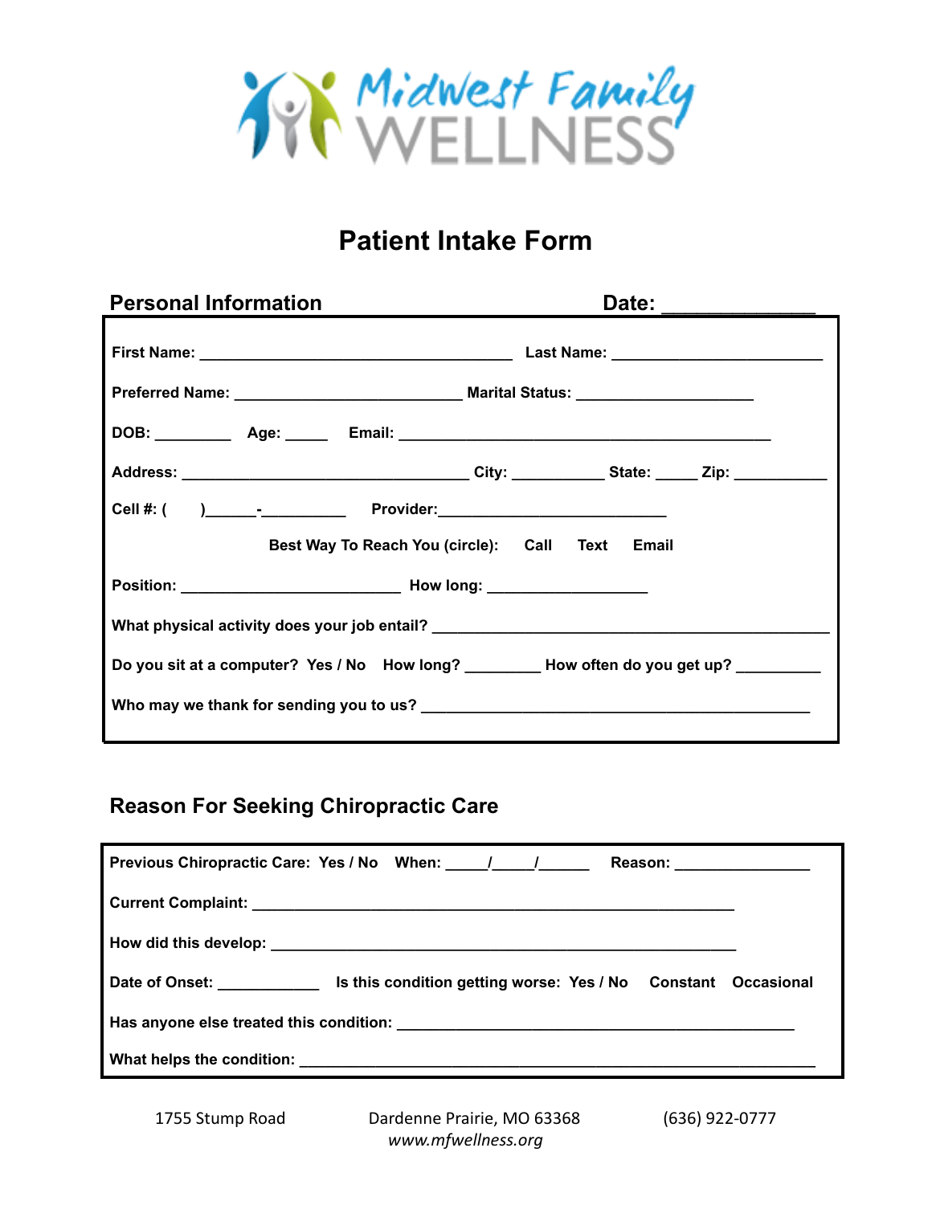Midwest Family WELLNESS

# Patient Intake Form

## Personal Information

**Date:** ______________

**First Name:** ____________________________________ **Last Name:** ________________________

**Preferred Name:** __________________________ **Marital Status:** ____________________

**DOB:** _________ **Age:** _____ **Email:** ___________________________________________

**Address:** _________________________________ **City:** __________ **State:** _____ **Zip:** __________

**Cell #:** ( ) ______-__________ **Provider:** _________________________

**Best Way To Reach You (circle):** Call Text Email

**Position:** _________________________ **How long:** __________________

**What physical activity does your job entail?** _____________________________________________

**Do you sit at a computer?** Yes / No **How long?** ________ **How often do you get up?** _________

**Who may we thank for sending you to us?** _____________________________________________

## Reason For Seeking Chiropractic Care

**Previous Chiropractic Care:** Yes / No **When:** _____/_____/_____ **Reason:** _______________

**Current Complaint:** _______________________________________________________

**How did this develop:** _____________________________________________________

**Date of Onset:** ___________ **Is this condition getting worse:** Yes / No Constant Occasional

**Has anyone else treated this condition:** _____________________________________________

**What helps the condition:** __________________________________________________________

1755 Stump Road Dardenne Prairie, MO 63368 (636) 922-0777
*www.mfwellness.org*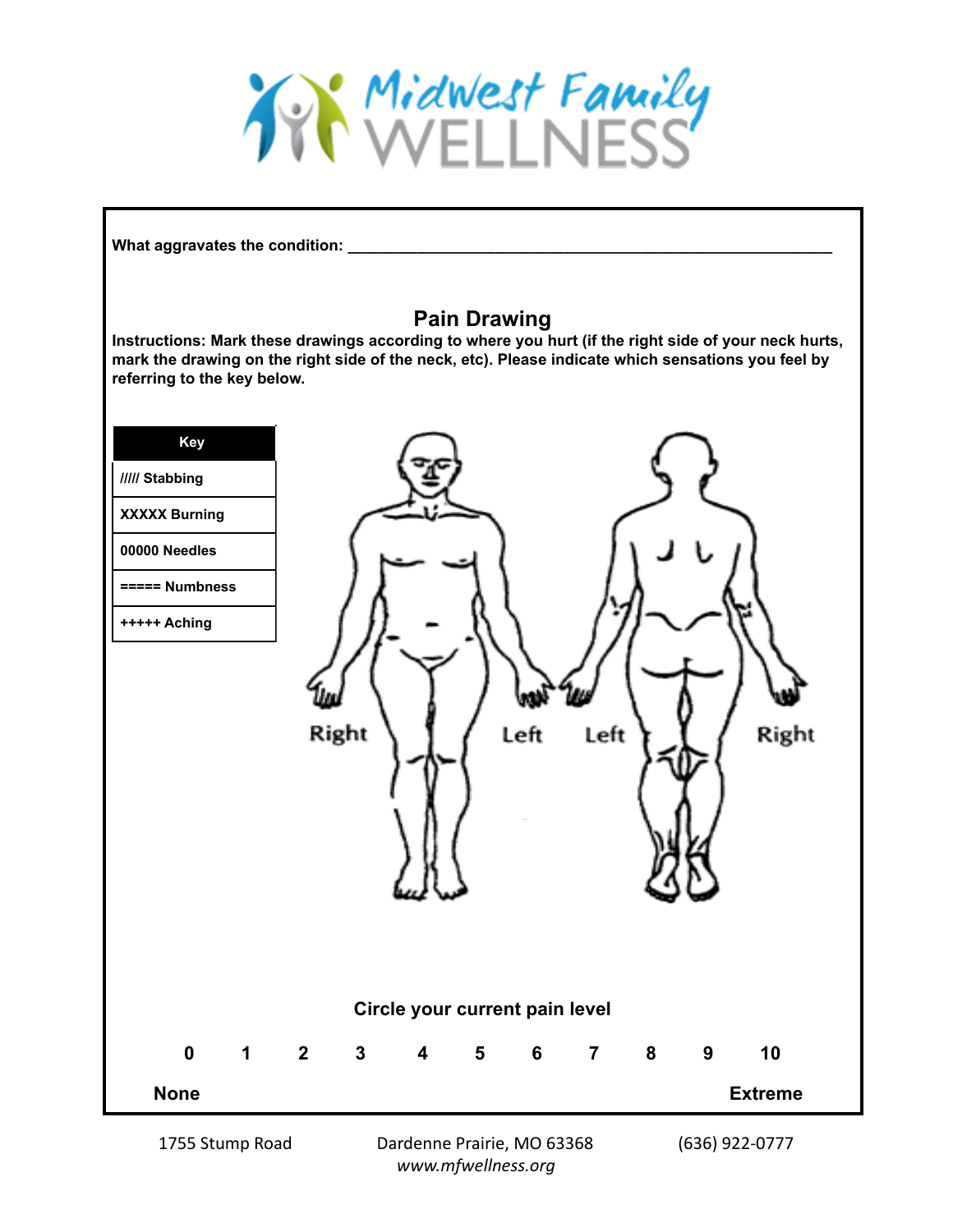Midwest Family WELLNESS

What aggravates the condition: ______________________________________________________

## Pain Drawing

**Instructions: Mark these drawings according to where you hurt (if the right side of your neck hurts, mark the drawing on the right side of the neck, etc). Please indicate which sensations you feel by referring to the key below.**

| Key |
|---|
| ///// Stabbing |
| XXXXX Burning |
| 00000 Needles |
| ===== Numbness |
| +++++ Aching |

Right Left Left Right

**Circle your current pain level**

**0 1 2 3 4 5 6 7 8 9 10**

**None** **Extreme**

1755 Stump Road Dardenne Prairie, MO 63368 (636) 922-0777

*www.mfwellness.org*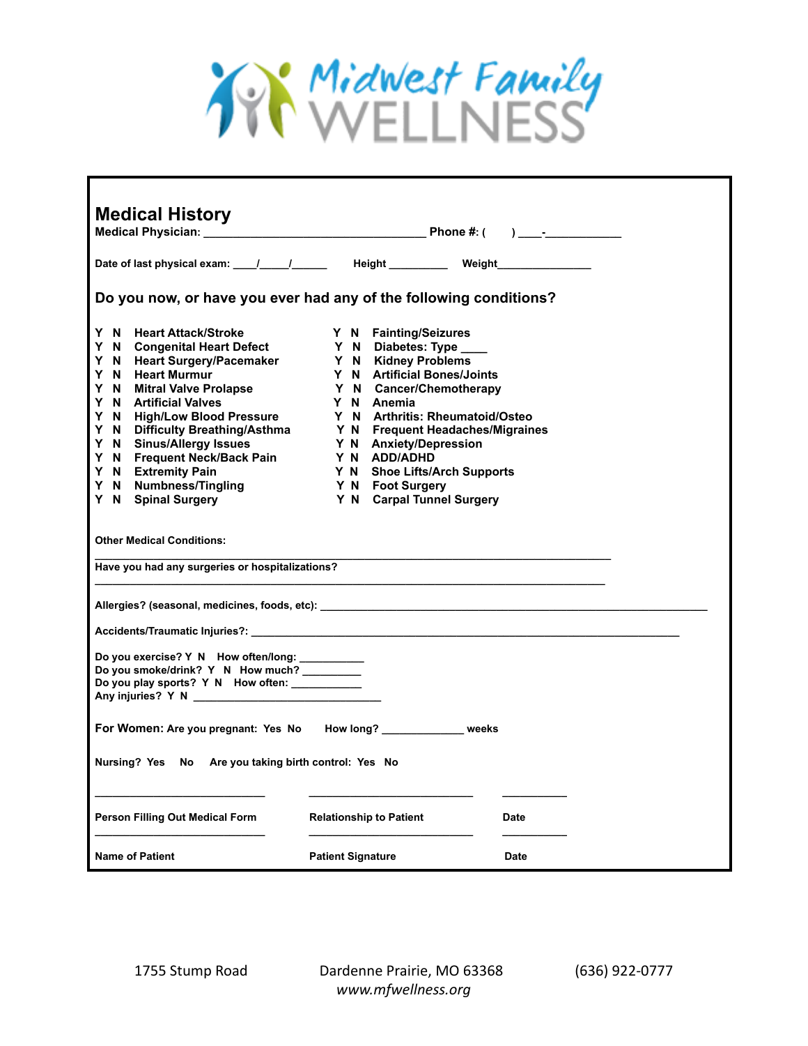Midwest Family WELLNESS

# Medical History

**Medical Physician:** ________________________________ **Phone #:** ( ) ___-___________

**Date of last physical exam:** ____/____/_____ **Height** _________ **Weight**_______________

## Do you now, or have you ever had any of the following conditions?

| | |
|---|---|
| Y N **Heart Attack/Stroke** | Y N **Fainting/Seizures** |
| Y N **Congenital Heart Defect** | Y N **Diabetes: Type ____** |
| Y N **Heart Surgery/Pacemaker** | Y N **Kidney Problems** |
| Y N **Heart Murmur** | Y N **Artificial Bones/Joints** |
| Y N **Mitral Valve Prolapse** | Y N **Cancer/Chemotherapy** |
| Y N **Artificial Valves** | Y N **Anemia** |
| Y N **High/Low Blood Pressure** | Y N **Arthritis: Rheumatoid/Osteo** |
| Y N **Difficulty Breathing/Asthma** | Y N **Frequent Headaches/Migraines** |
| Y N **Sinus/Allergy Issues** | Y N **Anxiety/Depression** |
| Y N **Frequent Neck/Back Pain** | Y N **ADD/ADHD** |
| Y N **Extremity Pain** | Y N **Shoe Lifts/Arch Supports** |
| Y N **Numbness/Tingling** | Y N **Foot Surgery** |
| Y N **Spinal Surgery** | Y N **Carpal Tunnel Surgery** |

**Other Medical Conditions:**

_______________________________________________________________________

**Have you had any surgeries or hospitalizations?**

_______________________________________________________________________

**Allergies? (seasonal, medicines, foods, etc):** ___________________________________________

**Accidents/Traumatic Injuries?:** ___________________________________________

**Do you exercise?** Y N **How often/long:** ___________
**Do you smoke/drink?** Y N **How much?** __________
**Do you play sports?** Y N **How often:** ___________
**Any injuries?** Y N _____________________________

**For Women:** **Are you pregnant:** Yes No **How long?** _____________ **weeks**

**Nursing?** Yes No **Are you taking birth control:** Yes No

| ___________________________ | ___________________________ | ___________ |
|---|---|---|
| **Person Filling Out Medical Form** | **Relationship to Patient** | **Date** |
| ___________________________ | ___________________________ | ___________ |
| **Name of Patient** | **Patient Signature** | **Date** |

1755 Stump Road Dardenne Prairie, MO 63368 (636) 922-0777
*www.mfwellness.org*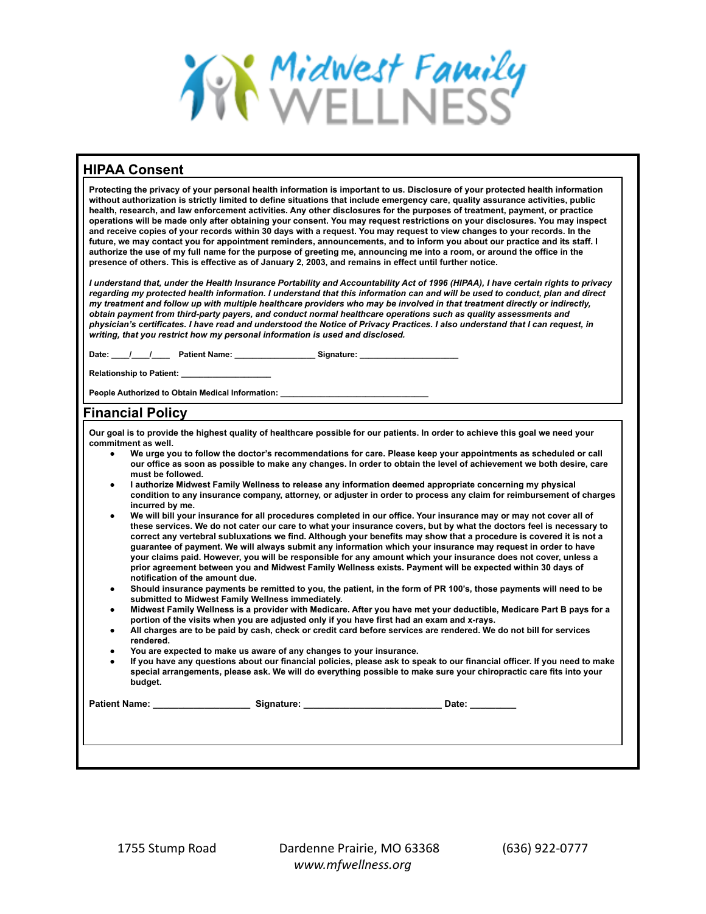# Midwest Family WELLNESS

## HIPAA Consent

**Protecting the privacy of your personal health information is important to us. Disclosure of your protected health information without authorization is strictly limited to define situations that include emergency care, quality assurance activities, public health, research, and law enforcement activities. Any other disclosures for the purposes of treatment, payment, or practice operations will be made only after obtaining your consent. You may request restrictions on your disclosures. You may inspect and receive copies of your records within 30 days with a request. You may request to view changes to your records. In the future, we may contact you for appointment reminders, announcements, and to inform you about our practice and its staff. I authorize the use of my full name for the purpose of greeting me, announcing me into a room, or around the office in the presence of others. This is effective as of January 2, 2003, and remains in effect until further notice.**

***I understand that, under the Health Insurance Portability and Accountability Act of 1996 (HIPAA), I have certain rights to privacy regarding my protected health information. I understand that this information can and will be used to conduct, plan and direct my treatment and follow up with multiple healthcare providers who may be involved in that treatment directly or indirectly, obtain payment from third-party payers, and conduct normal healthcare operations such as quality assessments and physician's certificates. I have read and understood the Notice of Privacy Practices. I also understand that I can request, in writing, that you restrict how my personal information is used and disclosed.***

**Date:** ____/____/____ **Patient Name:** _________________ **Signature:** _____________________

**Relationship to Patient:** ___________________

**People Authorized to Obtain Medical Information:** _______________________________

## Financial Policy

**Our goal is to provide the highest quality of healthcare possible for our patients. In order to achieve this goal we need your commitment as well.**

- **We urge you to follow the doctor's recommendations for care. Please keep your appointments as scheduled or call our office as soon as possible to make any changes. In order to obtain the level of achievement we both desire, care must be followed.**
- **I authorize Midwest Family Wellness to release any information deemed appropriate concerning my physical condition to any insurance company, attorney, or adjuster in order to process any claim for reimbursement of charges incurred by me.**
- **We will bill your insurance for all procedures completed in our office. Your insurance may or may not cover all of these services. We do not cater our care to what your insurance covers, but by what the doctors feel is necessary to correct any vertebral subluxations we find. Although your benefits may show that a procedure is covered it is not a guarantee of payment. We will always submit any information which your insurance may request in order to have your claims paid. However, you will be responsible for any amount which your insurance does not cover, unless a prior agreement between you and Midwest Family Wellness exists. Payment will be expected within 30 days of notification of the amount due.**
- **Should insurance payments be remitted to you, the patient, in the form of PR 100's, those payments will need to be submitted to Midwest Family Wellness immediately.**
- **Midwest Family Wellness is a provider with Medicare. After you have met your deductible, Medicare Part B pays for a portion of the visits when you are adjusted only if you have first had an exam and x-rays.**
- **All charges are to be paid by cash, check or credit card before services are rendered. We do not bill for services rendered.**
- **You are expected to make us aware of any changes to your insurance.**
- **If you have any questions about our financial policies, please ask to speak to our financial officer. If you need to make special arrangements, please ask. We will do everything possible to make sure your chiropractic care fits into your budget.**

**Patient Name:** __________________ **Signature:** __________________________ **Date:** _________

1755 Stump Road Dardenne Prairie, MO 63368 (636) 922-0777
*www.mfwellness.org*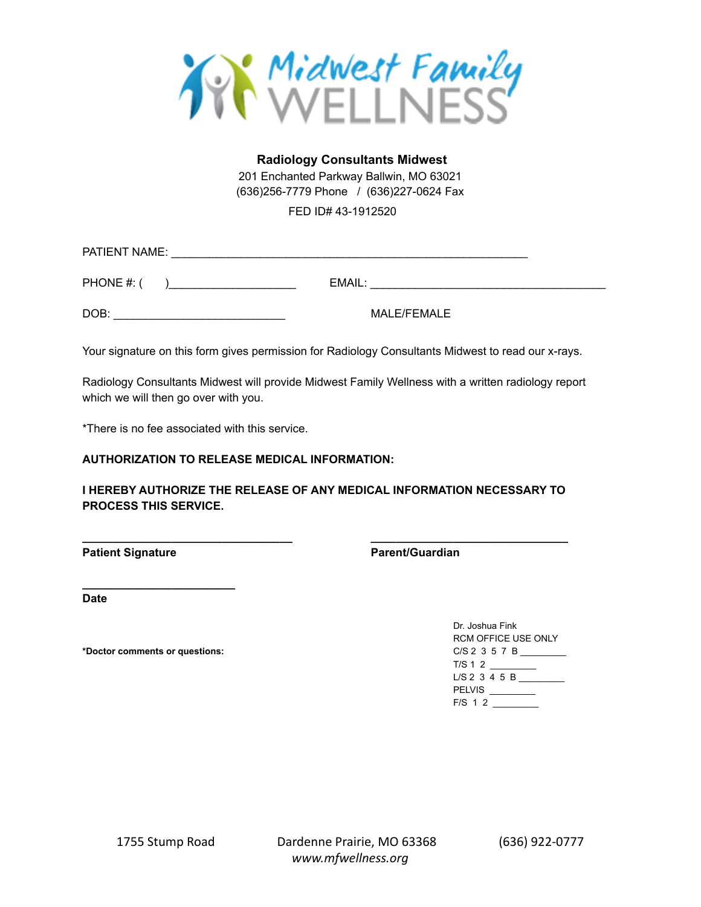Midwest Family WELLNESS

**Radiology Consultants Midwest**
201 Enchanted Parkway Ballwin, MO 63021
(636)256-7779 Phone / (636)227-0624 Fax
FED ID# 43-1912520

PATIENT NAME: ___________________________________________________________

PHONE #: (      )____________________ EMAIL: ______________________________________

DOB: ___________________________ MALE/FEMALE

Your signature on this form gives permission for Radiology Consultants Midwest to read our x-rays.

Radiology Consultants Midwest will provide Midwest Family Wellness with a written radiology report which we will then go over with you.

*There is no fee associated with this service.

**AUTHORIZATION TO RELEASE MEDICAL INFORMATION:**

**I HEREBY AUTHORIZE THE RELEASE OF ANY MEDICAL INFORMATION NECESSARY TO PROCESS THIS SERVICE.**

_________________________________ _______________________________

**Patient Signature** **Parent/Guardian**

________________________

**Date**

***Doctor comments or questions:**

Dr. Joshua Fink
RCM OFFICE USE ONLY
C/S 2 3 5 7 B _________
T/S 1 2 _________
L/S 2 3 4 5 B _________
PELVIS _________
F/S 1 2 _________

1755 Stump Road Dardenne Prairie, MO 63368 (636) 922-0777
*www.mfwellness.org*